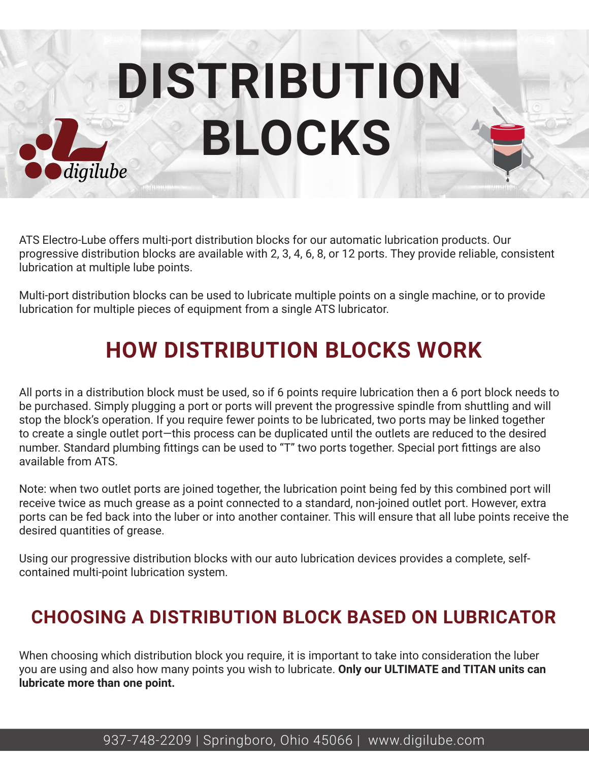# DISTRIBUTION BLOCKS

ATS Electro-Lube offers multi-port distribution blocks for our automatic lubrication products. Our progressive distribution blocks are available with 2, 3, 4, 6, 8, or 12 ports. They provide reliable, consistent lubrication at multiple lube points.

Multi-port distribution blocks can be used to lubricate multiple points on a single machine, or to provide lubrication for multiple pieces of equipment from a single ATS lubricator.

## HOW DISTRIBUTION BLOCKS WORK

All ports in a distribution block must be used, so if 6 points require lubrication then a 6 port block needs to be purchased. Simply plugging a port or ports will prevent the progressive spindle from shuttling and will stop the block's operation. If you require fewer points to be lubricated, two ports may be linked together to create a single outlet port—this process can be duplicated until the outlets are reduced to the desired number. Standard plumbing fittings can be used to "T" two ports together. Special port fittings are also available from ATS.

Note: when two outlet ports are joined together, the lubrication point being fed by this combined port will receive twice as much grease as a point connected to a standard, non-joined outlet port. However, extra ports can be fed back into the luber or into another container. This will ensure that all lube points receive the desired quantities of grease.

Using our progressive distribution blocks with our auto lubrication devices provides a complete, self-contained multi-point lubrication system.

## CHOOSING A DISTRIBUTION BLOCK BASED ON LUBRICATOR

When choosing which distribution block you require, it is important to take into consideration the luber you are using and also how many points you wish to lubricate. **Only our ULTIMATE and TITAN units can lubricate more than one point.**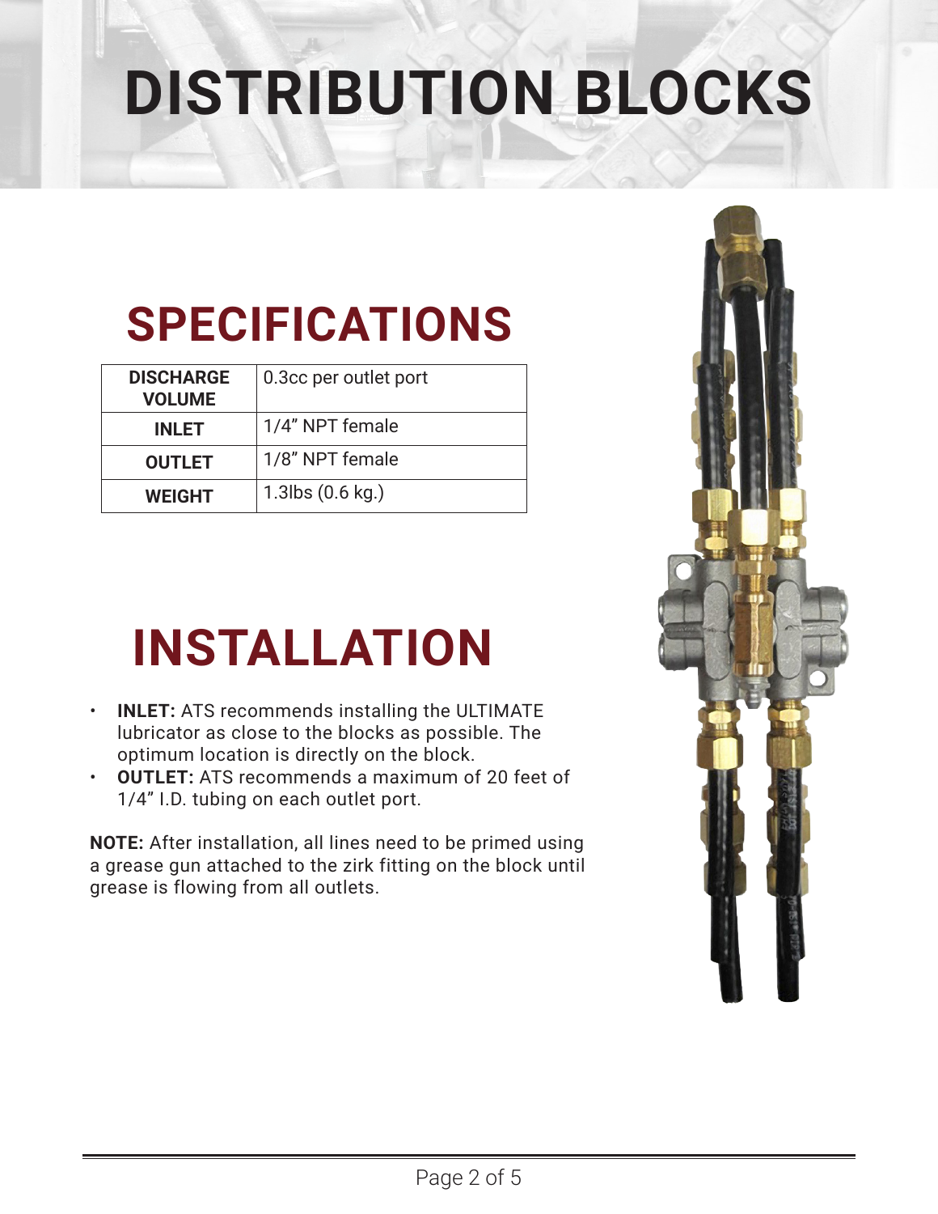# DISTRIBUTION BLOCKS

## SPECIFICATIONS

| | |
|---|---|
| **DISCHARGE VOLUME** | 0.3cc per outlet port |
| **INLET** | 1/4" NPT female |
| **OUTLET** | 1/8" NPT female |
| **WEIGHT** | 1.3lbs (0.6 kg.) |

## INSTALLATION

- **INLET:** ATS recommends installing the ULTIMATE lubricator as close to the blocks as possible. The optimum location is directly on the block.
- **OUTLET:** ATS recommends a maximum of 20 feet of 1/4" I.D. tubing on each outlet port.

**NOTE:** After installation, all lines need to be primed using a grease gun attached to the zirk fitting on the block until grease is flowing from all outlets.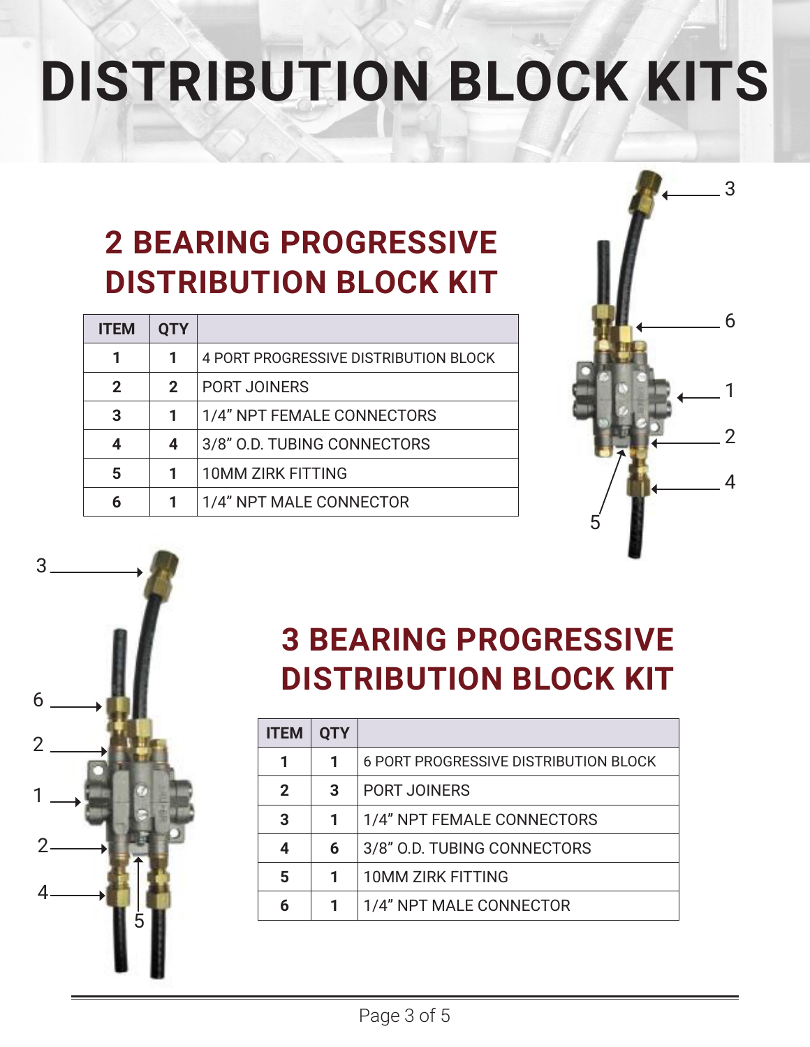# DISTRIBUTION BLOCK KITS

## 2 BEARING PROGRESSIVE DISTRIBUTION BLOCK KIT

| ITEM | QTY | |
|---|---|---|
| 1 | 1 | 4 PORT PROGRESSIVE DISTRIBUTION BLOCK |
| 2 | 2 | PORT JOINERS |
| 3 | 1 | 1/4" NPT FEMALE CONNECTORS |
| 4 | 4 | 3/8" O.D. TUBING CONNECTORS |
| 5 | 1 | 10MM ZIRK FITTING |
| 6 | 1 | 1/4" NPT MALE CONNECTOR |

## 3 BEARING PROGRESSIVE DISTRIBUTION BLOCK KIT

| ITEM | QTY | |
|---|---|---|
| 1 | 1 | 6 PORT PROGRESSIVE DISTRIBUTION BLOCK |
| 2 | 3 | PORT JOINERS |
| 3 | 1 | 1/4" NPT FEMALE CONNECTORS |
| 4 | 6 | 3/8" O.D. TUBING CONNECTORS |
| 5 | 1 | 10MM ZIRK FITTING |
| 6 | 1 | 1/4" NPT MALE CONNECTOR |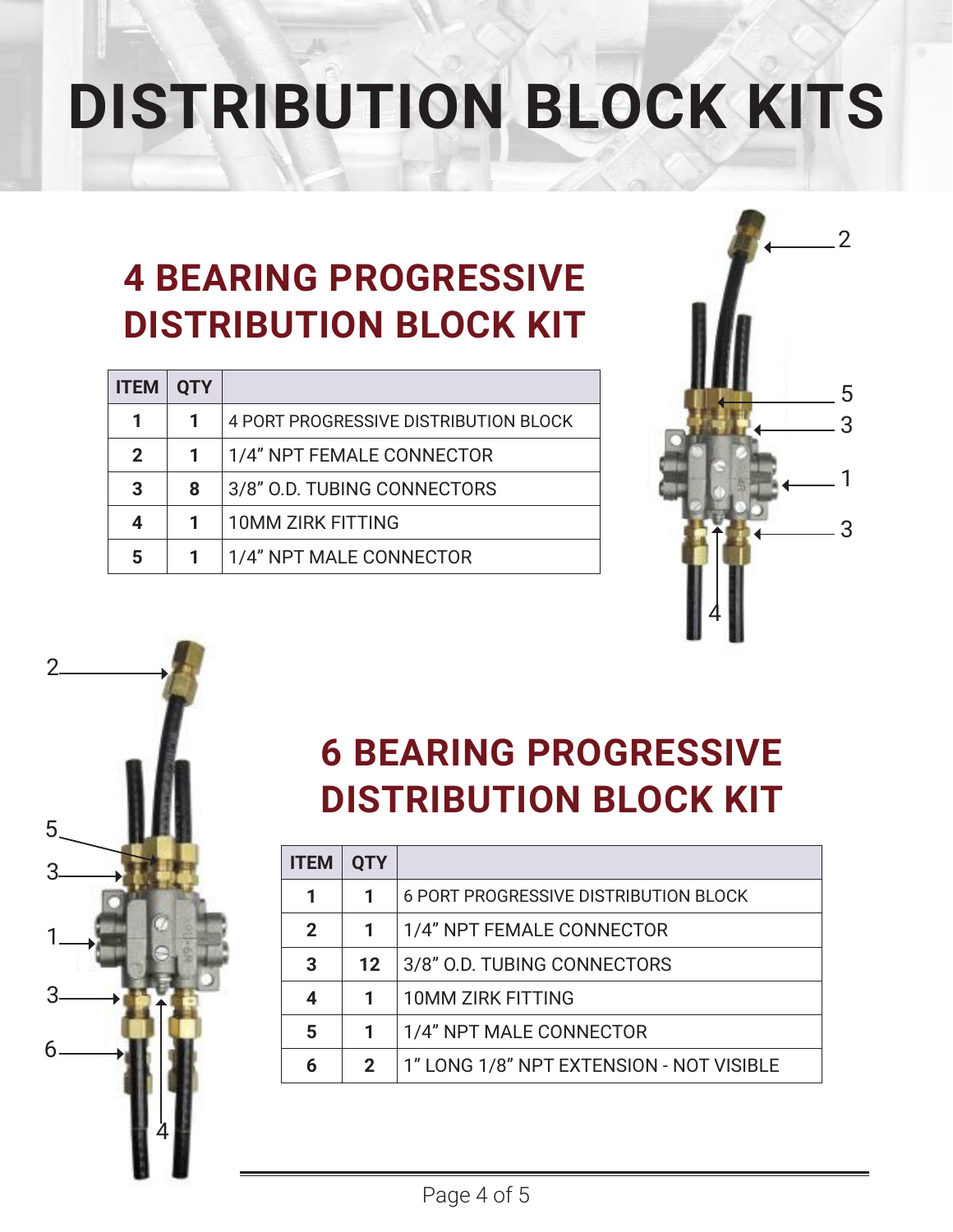# DISTRIBUTION BLOCK KITS

## 4 BEARING PROGRESSIVE DISTRIBUTION BLOCK KIT

| ITEM | QTY | |
|---|---|---|
| 1 | 1 | 4 PORT PROGRESSIVE DISTRIBUTION BLOCK |
| 2 | 1 | 1/4" NPT FEMALE CONNECTOR |
| 3 | 8 | 3/8" O.D. TUBING CONNECTORS |
| 4 | 1 | 10MM ZIRK FITTING |
| 5 | 1 | 1/4" NPT MALE CONNECTOR |

## 6 BEARING PROGRESSIVE DISTRIBUTION BLOCK KIT

| ITEM | QTY | |
|---|---|---|
| 1 | 1 | 6 PORT PROGRESSIVE DISTRIBUTION BLOCK |
| 2 | 1 | 1/4" NPT FEMALE CONNECTOR |
| 3 | 12 | 3/8" O.D. TUBING CONNECTORS |
| 4 | 1 | 10MM ZIRK FITTING |
| 5 | 1 | 1/4" NPT MALE CONNECTOR |
| 6 | 2 | 1" LONG 1/8" NPT EXTENSION - NOT VISIBLE |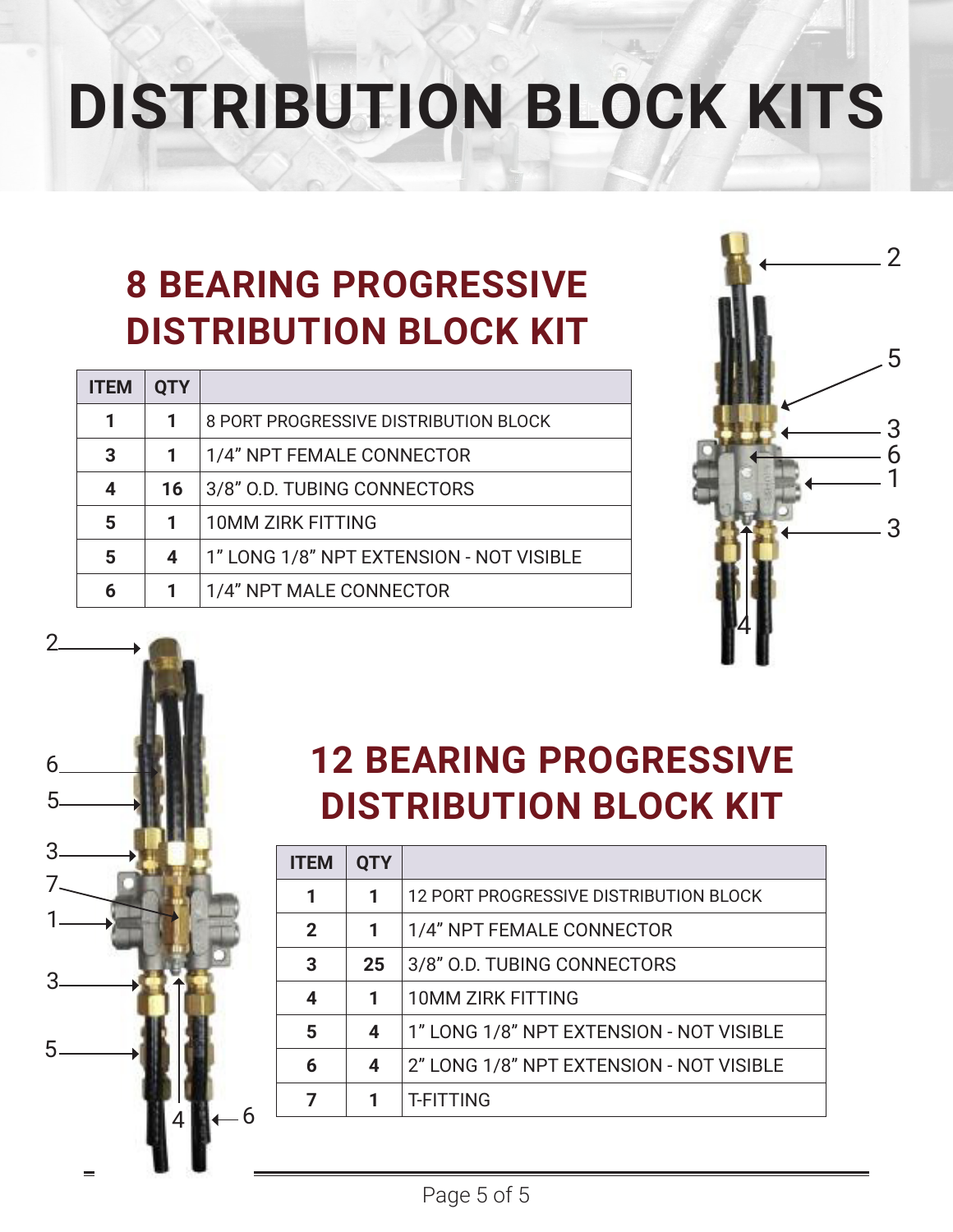# DISTRIBUTION BLOCK KITS

## 8 BEARING PROGRESSIVE DISTRIBUTION BLOCK KIT

| ITEM | QTY | |
|---|---|---|
| 1 | 1 | 8 PORT PROGRESSIVE DISTRIBUTION BLOCK |
| 3 | 1 | 1/4" NPT FEMALE CONNECTOR |
| 4 | 16 | 3/8" O.D. TUBING CONNECTORS |
| 5 | 1 | 10MM ZIRK FITTING |
| 5 | 4 | 1" LONG 1/8" NPT EXTENSION - NOT VISIBLE |
| 6 | 1 | 1/4" NPT MALE CONNECTOR |

2
5
3
6
1
3
4

2
6
5
3
7
1
3
5
4
6

## 12 BEARING PROGRESSIVE DISTRIBUTION BLOCK KIT

| ITEM | QTY | |
|---|---|---|
| 1 | 1 | 12 PORT PROGRESSIVE DISTRIBUTION BLOCK |
| 2 | 1 | 1/4" NPT FEMALE CONNECTOR |
| 3 | 25 | 3/8" O.D. TUBING CONNECTORS |
| 4 | 1 | 10MM ZIRK FITTING |
| 5 | 4 | 1" LONG 1/8" NPT EXTENSION - NOT VISIBLE |
| 6 | 4 | 2" LONG 1/8" NPT EXTENSION - NOT VISIBLE |
| 7 | 1 | T-FITTING |